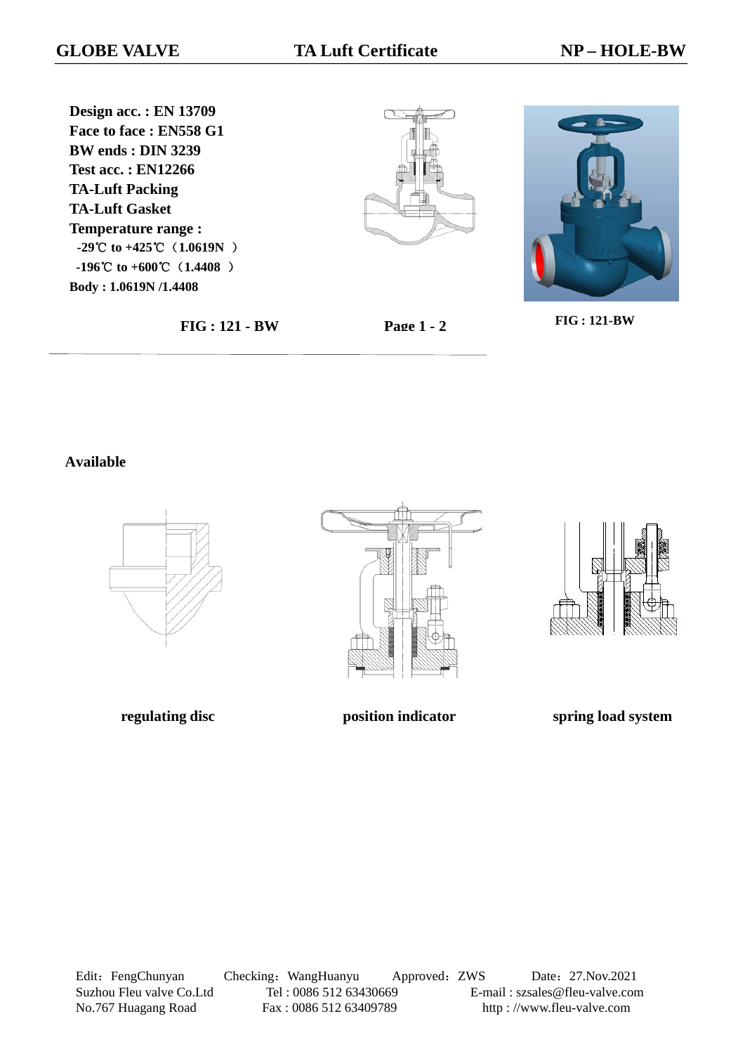# GLOBE VALVE — TA Luft Certificate — NP – HOLE-BW

**Design acc. : EN 13709**
**Face to face : EN558 G1**
**BW ends : DIN 3239**
**Test acc. : EN12266**
**TA-Luft Packing**
**TA-Luft Gasket**
**Temperature range :**
**-29℃ to +425℃（1.0619N ）**
**-196℃ to +600℃（1.4408 ）**
**Body : 1.0619N /1.4408**

**FIG : 121 - BW** **Page 1 - 2**

**FIG : 121-BW**

**Available**

**regulating disc** **position indicator** **spring load system**

Edit：FengChunyan Checking：WangHuanyu Approved：ZWS Date：27.Nov.2021
Suzhou Fleu valve Co.Ltd Tel : 0086 512 63430669 E-mail : szsales@fleu-valve.com
No.767 Huagang Road Fax : 0086 512 63409789 http : //www.fleu-valve.com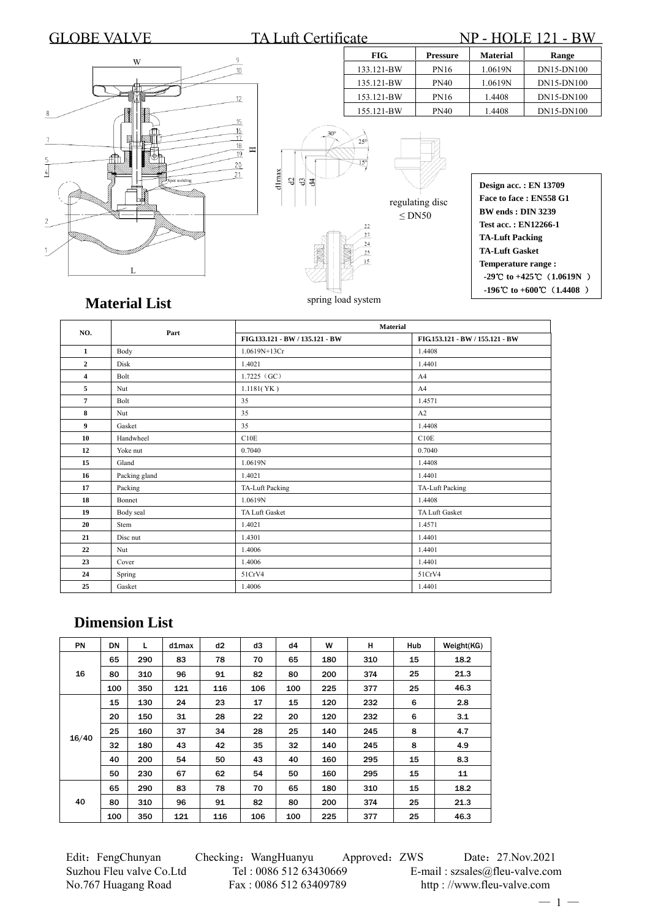# GLOBE VALVE TA Luft Certificate NP - HOLE 121 - BW

| FIG. | Pressure | Material | Range |
|---|---|---|---|
| 133.121-BW | PN16 | 1.0619N | DN15-DN100 |
| 135.121-BW | PN40 | 1.0619N | DN15-DN100 |
| 153.121-BW | PN16 | 1.4408 | DN15-DN100 |
| 155.121-BW | PN40 | 1.4408 | DN15-DN100 |

regulating disc
≤ DN50

spring load system

**Design acc. : EN 13709**
**Face to face : EN558 G1**
**BW ends : DIN 3239**
**Test acc. : EN12266-1**
**TA-Luft Packing**
**TA-Luft Gasket**
**Temperature range :**
**-29℃ to +425℃ （1.0619N ）**
**-196℃ to +600℃ （1.4408 ）**

## Material List

| NO. | Part | Material | |
|---|---|---|---|
| | | FIG.133.121 - BW / 135.121 - BW | FIG.153.121 - BW / 155.121 - BW |
| 1 | Body | 1.0619N+13Cr | 1.4408 |
| 2 | Disk | 1.4021 | 1.4401 |
| 4 | Bolt | 1.7225（GC） | A4 |
| 5 | Nut | 1.1181( YK ) | A4 |
| 7 | Bolt | 35 | 1.4571 |
| 8 | Nut | 35 | A2 |
| 9 | Gasket | 35 | 1.4408 |
| 10 | Handwheel | C10E | C10E |
| 12 | Yoke nut | 0.7040 | 0.7040 |
| 15 | Gland | 1.0619N | 1.4408 |
| 16 | Packing gland | 1.4021 | 1.4401 |
| 17 | Packing | TA-Luft Packing | TA-Luft Packing |
| 18 | Bonnet | 1.0619N | 1.4408 |
| 19 | Body seal | TA Luft Gasket | TA Luft Gasket |
| 20 | Stem | 1.4021 | 1.4571 |
| 21 | Disc nut | 1.4301 | 1.4401 |
| 22 | Nut | 1.4006 | 1.4401 |
| 23 | Cover | 1.4006 | 1.4401 |
| 24 | Spring | 51CrV4 | 51CrV4 |
| 25 | Gasket | 1.4006 | 1.4401 |

## Dimension List

| PN | DN | L | d1max | d2 | d3 | d4 | W | H | Hub | Weight(KG) |
|---|---|---|---|---|---|---|---|---|---|---|
| 16 | 65 | 290 | 83 | 78 | 70 | 65 | 180 | 310 | 15 | 18.2 |
| | 80 | 310 | 96 | 91 | 82 | 80 | 200 | 374 | 25 | 21.3 |
| | 100 | 350 | 121 | 116 | 106 | 100 | 225 | 377 | 25 | 46.3 |
| 16/40 | 15 | 130 | 24 | 23 | 17 | 15 | 120 | 232 | 6 | 2.8 |
| | 20 | 150 | 31 | 28 | 22 | 20 | 120 | 232 | 6 | 3.1 |
| | 25 | 160 | 37 | 34 | 28 | 25 | 140 | 245 | 8 | 4.7 |
| | 32 | 180 | 43 | 42 | 35 | 32 | 140 | 245 | 8 | 4.9 |
| | 40 | 200 | 54 | 50 | 43 | 40 | 160 | 295 | 15 | 8.3 |
| | 50 | 230 | 67 | 62 | 54 | 50 | 160 | 295 | 15 | 11 |
| 40 | 65 | 290 | 83 | 78 | 70 | 65 | 180 | 310 | 15 | 18.2 |
| | 80 | 310 | 96 | 91 | 82 | 80 | 200 | 374 | 25 | 21.3 |
| | 100 | 350 | 121 | 116 | 106 | 100 | 225 | 377 | 25 | 46.3 |

Edit：FengChunyan Checking：WangHuanyu Approved：ZWS Date：27.Nov.2021
Suzhou Fleu valve Co.Ltd Tel : 0086 512 63430669 E-mail : szsales@fleu-valve.com
No.767 Huagang Road Fax : 0086 512 63409789 http : //www.fleu-valve.com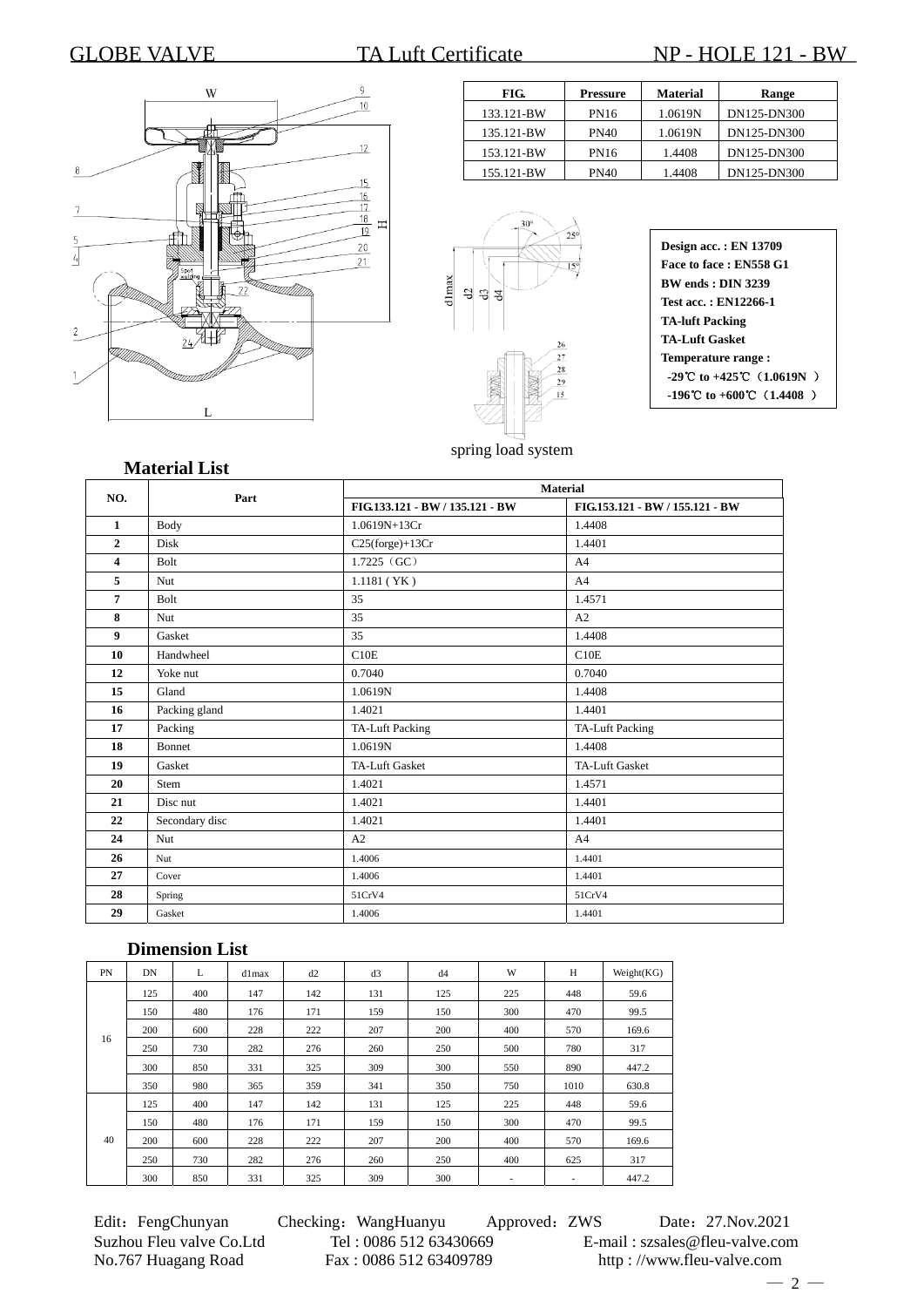# GLOBE VALVE TA Luft Certificate NP - HOLE 121 - BW

| FIG. | Pressure | Material | Range |
|---|---|---|---|
| 133.121-BW | PN16 | 1.0619N | DN125-DN300 |
| 135.121-BW | PN40 | 1.0619N | DN125-DN300 |
| 153.121-BW | PN16 | 1.4408 | DN125-DN300 |
| 155.121-BW | PN40 | 1.4408 | DN125-DN300 |

W
H
L
d1max d2 d3 d4
30°
25°
15°

**Design acc. : EN 13709**
**Face to face : EN558 G1**
**BW ends : DIN 3239**
**Test acc. : EN12266-1**
**TA-luft Packing**
**TA-Luft Gasket**
**Temperature range :**
**-29℃ to +425℃（1.0619N ）**
**-196℃ to +600℃（1.4408 ）**

spring load system

## Material List

| NO. | Part | Material | |
|---|---|---|---|
| | | FIG.133.121 - BW / 135.121 - BW | FIG.153.121 - BW / 155.121 - BW |
| 1 | Body | 1.0619N+13Cr | 1.4408 |
| 2 | Disk | C25(forge)+13Cr | 1.4401 |
| 4 | Bolt | 1.7225（GC） | A4 |
| 5 | Nut | 1.1181 ( YK ) | A4 |
| 7 | Bolt | 35 | 1.4571 |
| 8 | Nut | 35 | A2 |
| 9 | Gasket | 35 | 1.4408 |
| 10 | Handwheel | C10E | C10E |
| 12 | Yoke nut | 0.7040 | 0.7040 |
| 15 | Gland | 1.0619N | 1.4408 |
| 16 | Packing gland | 1.4021 | 1.4401 |
| 17 | Packing | TA-Luft Packing | TA-Luft Packing |
| 18 | Bonnet | 1.0619N | 1.4408 |
| 19 | Gasket | TA-Luft Gasket | TA-Luft Gasket |
| 20 | Stem | 1.4021 | 1.4571 |
| 21 | Disc nut | 1.4021 | 1.4401 |
| 22 | Secondary disc | 1.4021 | 1.4401 |
| 24 | Nut | A2 | A4 |
| 26 | Nut | 1.4006 | 1.4401 |
| 27 | Cover | 1.4006 | 1.4401 |
| 28 | Spring | 51CrV4 | 51CrV4 |
| 29 | Gasket | 1.4006 | 1.4401 |

## Dimension List

| PN | DN | L | d1max | d2 | d3 | d4 | W | H | Weight(KG) |
|---|---|---|---|---|---|---|---|---|---|
| 16 | 125 | 400 | 147 | 142 | 131 | 125 | 225 | 448 | 59.6 |
| | 150 | 480 | 176 | 171 | 159 | 150 | 300 | 470 | 99.5 |
| | 200 | 600 | 228 | 222 | 207 | 200 | 400 | 570 | 169.6 |
| | 250 | 730 | 282 | 276 | 260 | 250 | 500 | 780 | 317 |
| | 300 | 850 | 331 | 325 | 309 | 300 | 550 | 890 | 447.2 |
| | 350 | 980 | 365 | 359 | 341 | 350 | 750 | 1010 | 630.8 |
| 40 | 125 | 400 | 147 | 142 | 131 | 125 | 225 | 448 | 59.6 |
| | 150 | 480 | 176 | 171 | 159 | 150 | 300 | 470 | 99.5 |
| | 200 | 600 | 228 | 222 | 207 | 200 | 400 | 570 | 169.6 |
| | 250 | 730 | 282 | 276 | 260 | 250 | 400 | 625 | 317 |
| | 300 | 850 | 331 | 325 | 309 | 300 | - | - | 447.2 |

Edit：FengChunyan Checking：WangHuanyu Approved：ZWS Date：27.Nov.2021
Suzhou Fleu valve Co.Ltd Tel : 0086 512 63430669 E-mail : szsales@fleu-valve.com
No.767 Huagang Road Fax : 0086 512 63409789 http : //www.fleu-valve.com